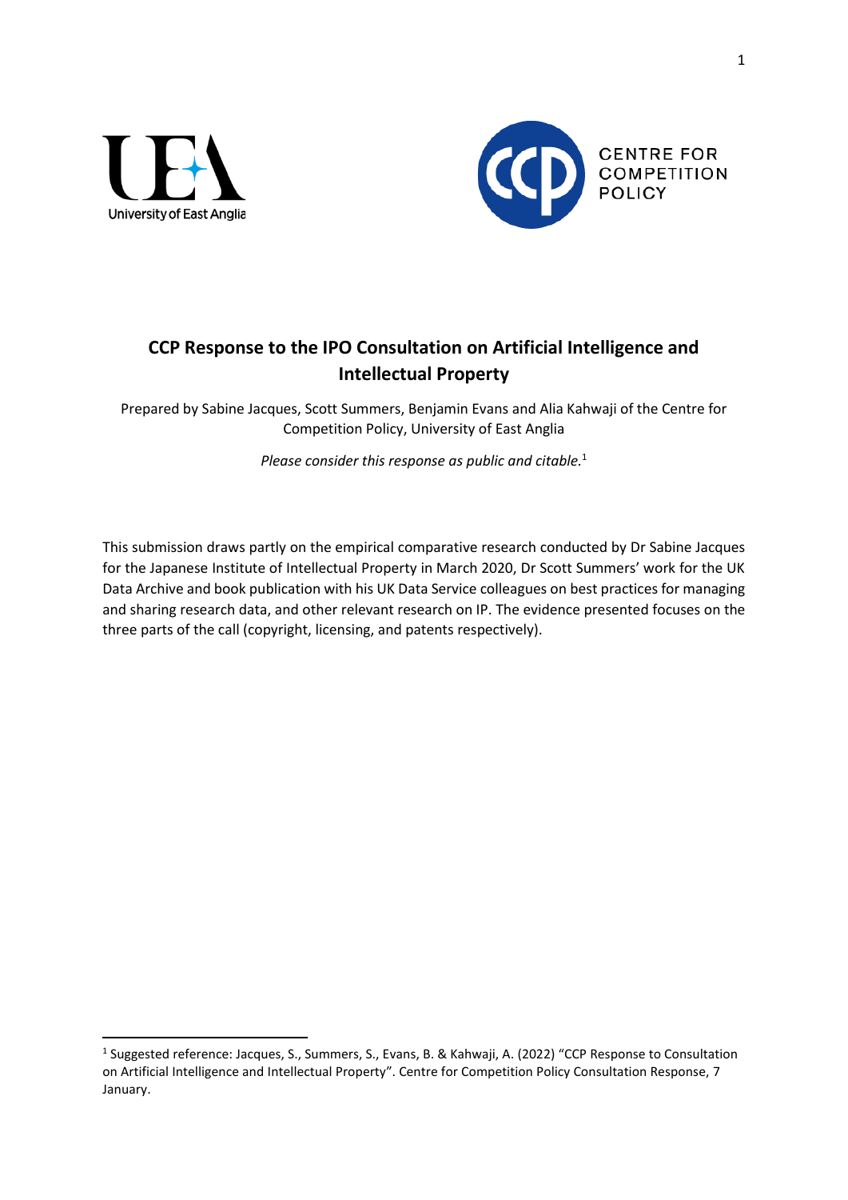# CCP Response to the IPO Consultation on Artificial Intelligence and Intellectual Property

Prepared by Sabine Jacques, Scott Summers, Benjamin Evans and Alia Kahwaji of the Centre for Competition Policy, University of East Anglia

*Please consider this response as public and citable.*[1]

This submission draws partly on the empirical comparative research conducted by Dr Sabine Jacques for the Japanese Institute of Intellectual Property in March 2020, Dr Scott Summers' work for the UK Data Archive and book publication with his UK Data Service colleagues on best practices for managing and sharing research data, and other relevant research on IP. The evidence presented focuses on the three parts of the call (copyright, licensing, and patents respectively).

---

[1] Suggested reference: Jacques, S., Summers, S., Evans, B. & Kahwaji, A. (2022) "CCP Response to Consultation on Artificial Intelligence and Intellectual Property". Centre for Competition Policy Consultation Response, 7 January.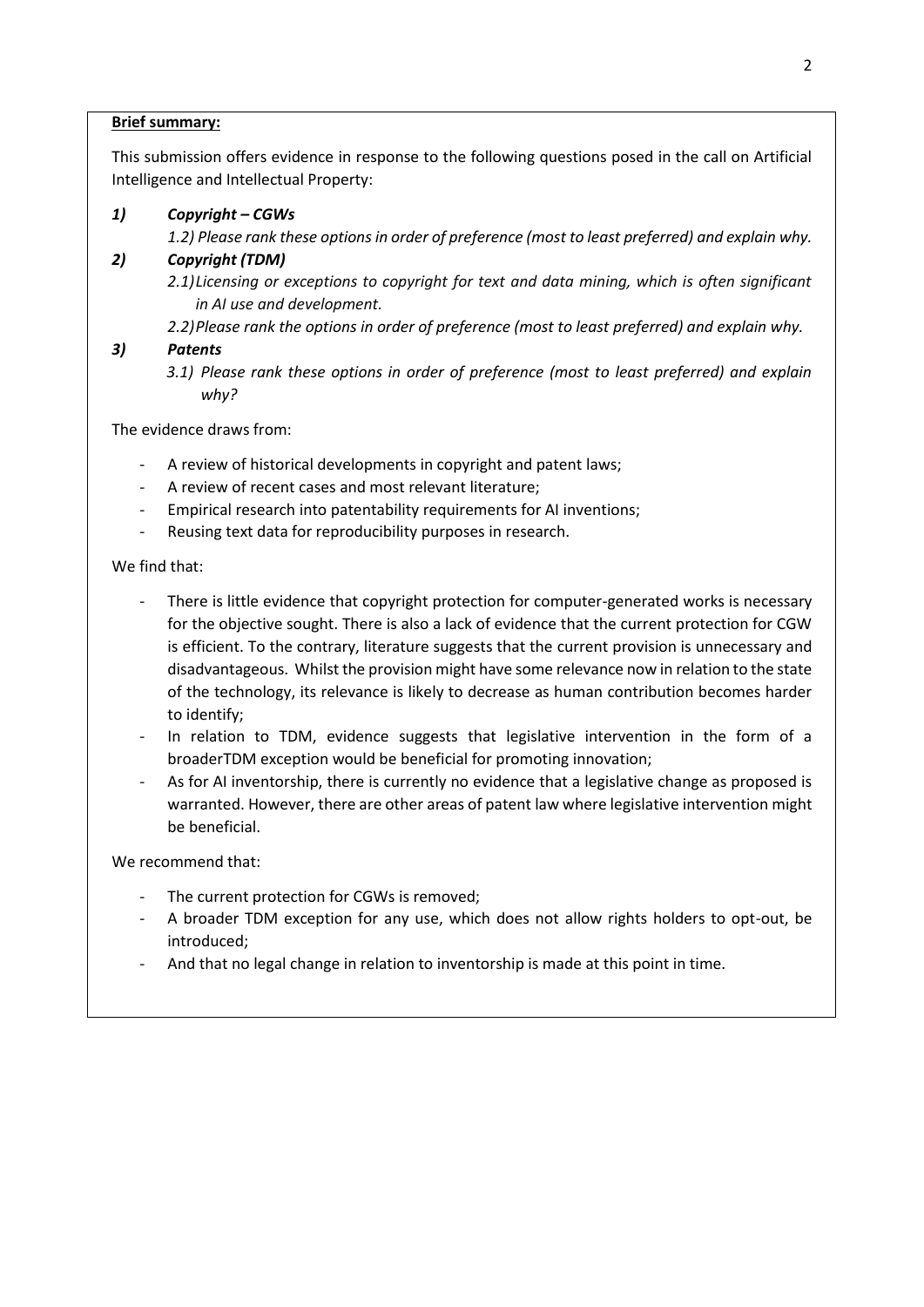**Brief summary:**

This submission offers evidence in response to the following questions posed in the call on Artificial Intelligence and Intellectual Property:

***1) Copyright – CGWs***

*1.2) Please rank these options in order of preference (most to least preferred) and explain why.*

***2) Copyright (TDM)***

*2.1) Licensing or exceptions to copyright for text and data mining, which is often significant in AI use and development.*

*2.2) Please rank the options in order of preference (most to least preferred) and explain why.*

***3) Patents***

*3.1) Please rank these options in order of preference (most to least preferred) and explain why?*

The evidence draws from:

- A review of historical developments in copyright and patent laws;
- A review of recent cases and most relevant literature;
- Empirical research into patentability requirements for AI inventions;
- Reusing text data for reproducibility purposes in research.

We find that:

- There is little evidence that copyright protection for computer-generated works is necessary for the objective sought. There is also a lack of evidence that the current protection for CGW is efficient. To the contrary, literature suggests that the current provision is unnecessary and disadvantageous. Whilst the provision might have some relevance now in relation to the state of the technology, its relevance is likely to decrease as human contribution becomes harder to identify;
- In relation to TDM, evidence suggests that legislative intervention in the form of a broaderTDM exception would be beneficial for promoting innovation;
- As for AI inventorship, there is currently no evidence that a legislative change as proposed is warranted. However, there are other areas of patent law where legislative intervention might be beneficial.

We recommend that:

- The current protection for CGWs is removed;
- A broader TDM exception for any use, which does not allow rights holders to opt-out, be introduced;
- And that no legal change in relation to inventorship is made at this point in time.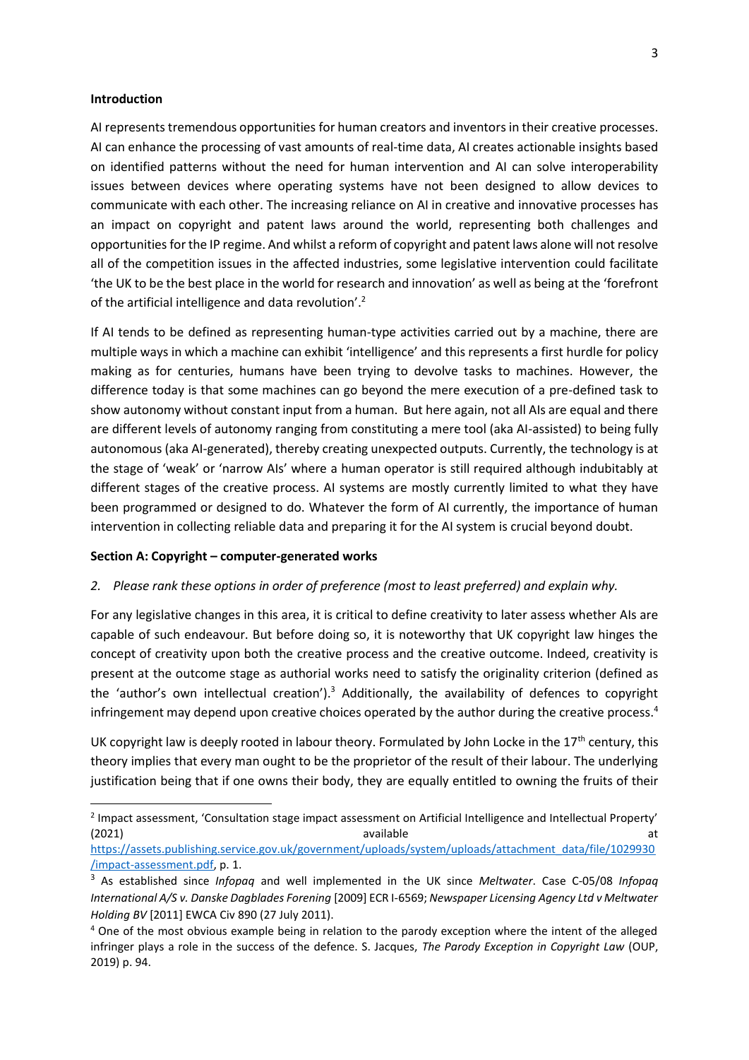**Introduction**

AI represents tremendous opportunities for human creators and inventors in their creative processes. AI can enhance the processing of vast amounts of real-time data, AI creates actionable insights based on identified patterns without the need for human intervention and AI can solve interoperability issues between devices where operating systems have not been designed to allow devices to communicate with each other. The increasing reliance on AI in creative and innovative processes has an impact on copyright and patent laws around the world, representing both challenges and opportunities for the IP regime. And whilst a reform of copyright and patent laws alone will not resolve all of the competition issues in the affected industries, some legislative intervention could facilitate 'the UK to be the best place in the world for research and innovation' as well as being at the 'forefront of the artificial intelligence and data revolution'.[2]

If AI tends to be defined as representing human-type activities carried out by a machine, there are multiple ways in which a machine can exhibit 'intelligence' and this represents a first hurdle for policy making as for centuries, humans have been trying to devolve tasks to machines. However, the difference today is that some machines can go beyond the mere execution of a pre-defined task to show autonomy without constant input from a human. But here again, not all AIs are equal and there are different levels of autonomy ranging from constituting a mere tool (aka AI-assisted) to being fully autonomous (aka AI-generated), thereby creating unexpected outputs. Currently, the technology is at the stage of 'weak' or 'narrow AIs' where a human operator is still required although indubitably at different stages of the creative process. AI systems are mostly currently limited to what they have been programmed or designed to do. Whatever the form of AI currently, the importance of human intervention in collecting reliable data and preparing it for the AI system is crucial beyond doubt.

**Section A: Copyright – computer-generated works**

2. *Please rank these options in order of preference (most to least preferred) and explain why.*

For any legislative changes in this area, it is critical to define creativity to later assess whether AIs are capable of such endeavour. But before doing so, it is noteworthy that UK copyright law hinges the concept of creativity upon both the creative process and the creative outcome. Indeed, creativity is present at the outcome stage as authorial works need to satisfy the originality criterion (defined as the 'author's own intellectual creation').[3] Additionally, the availability of defences to copyright infringement may depend upon creative choices operated by the author during the creative process.[4]

UK copyright law is deeply rooted in labour theory. Formulated by John Locke in the 17th century, this theory implies that every man ought to be the proprietor of the result of their labour. The underlying justification being that if one owns their body, they are equally entitled to owning the fruits of their

---

[2] Impact assessment, 'Consultation stage impact assessment on Artificial Intelligence and Intellectual Property' (2021) available at https://assets.publishing.service.gov.uk/government/uploads/system/uploads/attachment_data/file/1029930/impact-assessment.pdf, p. 1.

[3] As established since *Infopaq* and well implemented in the UK since *Meltwater*. Case C-05/08 *Infopaq International A/S v. Danske Dagblades Forening* [2009] ECR I-6569; *Newspaper Licensing Agency Ltd v Meltwater Holding BV* [2011] EWCA Civ 890 (27 July 2011).

[4] One of the most obvious example being in relation to the parody exception where the intent of the alleged infringer plays a role in the success of the defence. S. Jacques, *The Parody Exception in Copyright Law* (OUP, 2019) p. 94.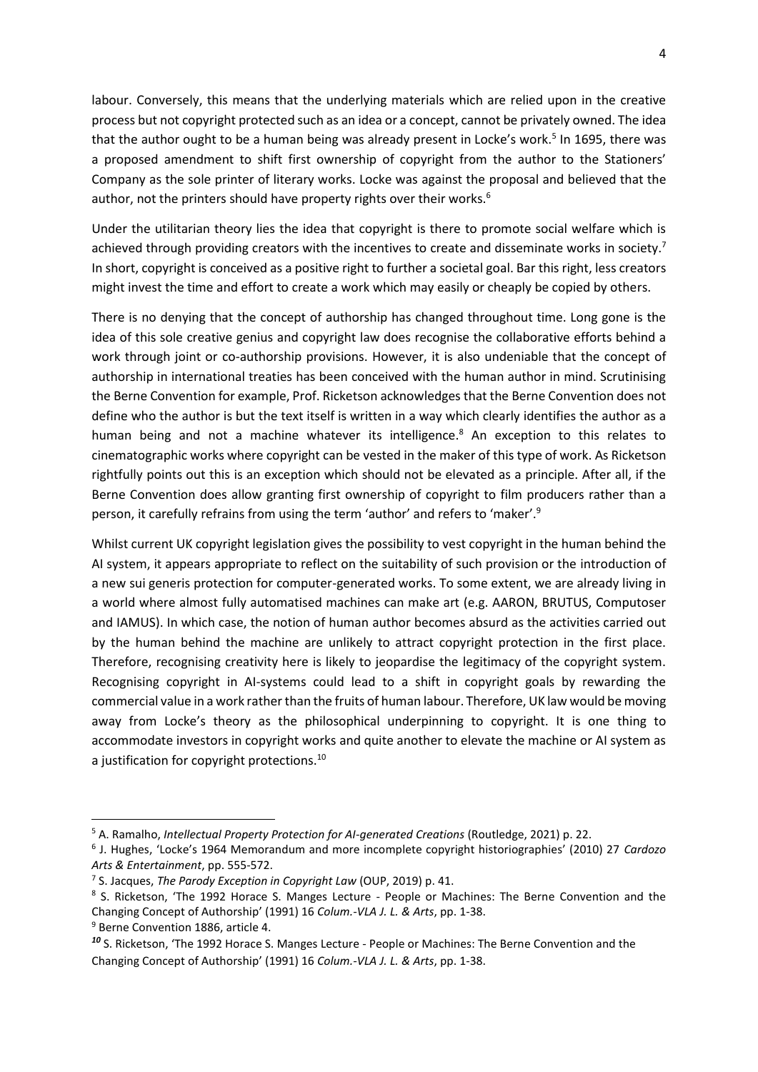labour. Conversely, this means that the underlying materials which are relied upon in the creative process but not copyright protected such as an idea or a concept, cannot be privately owned. The idea that the author ought to be a human being was already present in Locke's work.[5] In 1695, there was a proposed amendment to shift first ownership of copyright from the author to the Stationers' Company as the sole printer of literary works. Locke was against the proposal and believed that the author, not the printers should have property rights over their works.[6]

Under the utilitarian theory lies the idea that copyright is there to promote social welfare which is achieved through providing creators with the incentives to create and disseminate works in society.[7] In short, copyright is conceived as a positive right to further a societal goal. Bar this right, less creators might invest the time and effort to create a work which may easily or cheaply be copied by others.

There is no denying that the concept of authorship has changed throughout time. Long gone is the idea of this sole creative genius and copyright law does recognise the collaborative efforts behind a work through joint or co-authorship provisions. However, it is also undeniable that the concept of authorship in international treaties has been conceived with the human author in mind. Scrutinising the Berne Convention for example, Prof. Ricketson acknowledges that the Berne Convention does not define who the author is but the text itself is written in a way which clearly identifies the author as a human being and not a machine whatever its intelligence.[8] An exception to this relates to cinematographic works where copyright can be vested in the maker of this type of work. As Ricketson rightfully points out this is an exception which should not be elevated as a principle. After all, if the Berne Convention does allow granting first ownership of copyright to film producers rather than a person, it carefully refrains from using the term 'author' and refers to 'maker'.[9]

Whilst current UK copyright legislation gives the possibility to vest copyright in the human behind the AI system, it appears appropriate to reflect on the suitability of such provision or the introduction of a new sui generis protection for computer-generated works. To some extent, we are already living in a world where almost fully automatised machines can make art (e.g. AARON, BRUTUS, Computoser and IAMUS). In which case, the notion of human author becomes absurd as the activities carried out by the human behind the machine are unlikely to attract copyright protection in the first place. Therefore, recognising creativity here is likely to jeopardise the legitimacy of the copyright system. Recognising copyright in AI-systems could lead to a shift in copyright goals by rewarding the commercial value in a work rather than the fruits of human labour. Therefore, UK law would be moving away from Locke's theory as the philosophical underpinning to copyright. It is one thing to accommodate investors in copyright works and quite another to elevate the machine or AI system as a justification for copyright protections.[10]

---

[5] A. Ramalho, *Intellectual Property Protection for AI-generated Creations* (Routledge, 2021) p. 22.

[6] J. Hughes, 'Locke's 1964 Memorandum and more incomplete copyright historiographies' (2010) 27 *Cardozo Arts & Entertainment*, pp. 555-572.

[7] S. Jacques, *The Parody Exception in Copyright Law* (OUP, 2019) p. 41.

[8] S. Ricketson, 'The 1992 Horace S. Manges Lecture - People or Machines: The Berne Convention and the Changing Concept of Authorship' (1991) 16 *Colum.-VLA J. L. & Arts*, pp. 1-38.

[9] Berne Convention 1886, article 4.

[10] S. Ricketson, 'The 1992 Horace S. Manges Lecture - People or Machines: The Berne Convention and the Changing Concept of Authorship' (1991) 16 *Colum.-VLA J. L. & Arts*, pp. 1-38.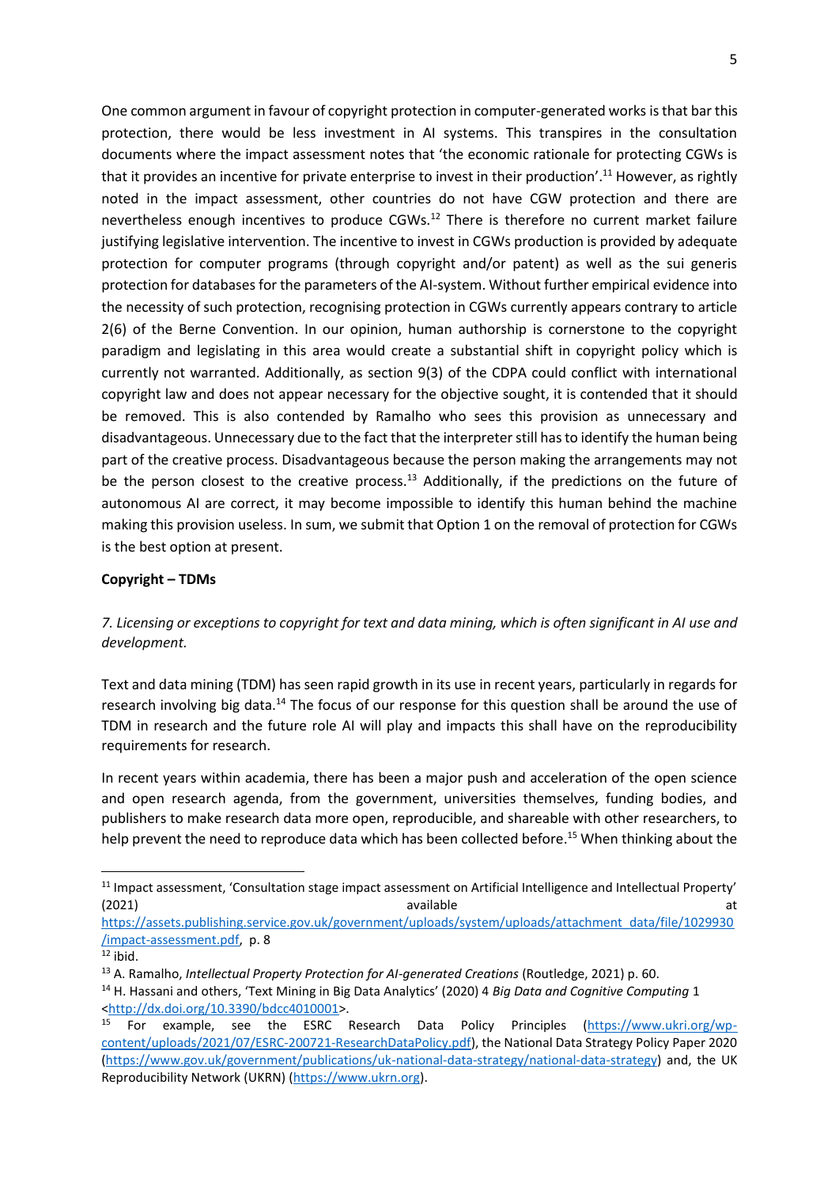One common argument in favour of copyright protection in computer-generated works is that bar this protection, there would be less investment in AI systems. This transpires in the consultation documents where the impact assessment notes that 'the economic rationale for protecting CGWs is that it provides an incentive for private enterprise to invest in their production'.[11] However, as rightly noted in the impact assessment, other countries do not have CGW protection and there are nevertheless enough incentives to produce CGWs.[12] There is therefore no current market failure justifying legislative intervention. The incentive to invest in CGWs production is provided by adequate protection for computer programs (through copyright and/or patent) as well as the sui generis protection for databases for the parameters of the AI-system. Without further empirical evidence into the necessity of such protection, recognising protection in CGWs currently appears contrary to article 2(6) of the Berne Convention. In our opinion, human authorship is cornerstone to the copyright paradigm and legislating in this area would create a substantial shift in copyright policy which is currently not warranted. Additionally, as section 9(3) of the CDPA could conflict with international copyright law and does not appear necessary for the objective sought, it is contended that it should be removed. This is also contended by Ramalho who sees this provision as unnecessary and disadvantageous. Unnecessary due to the fact that the interpreter still has to identify the human being part of the creative process. Disadvantageous because the person making the arrangements may not be the person closest to the creative process.[13] Additionally, if the predictions on the future of autonomous AI are correct, it may become impossible to identify this human behind the machine making this provision useless. In sum, we submit that Option 1 on the removal of protection for CGWs is the best option at present.

**Copyright – TDMs**

*7. Licensing or exceptions to copyright for text and data mining, which is often significant in AI use and development.*

Text and data mining (TDM) has seen rapid growth in its use in recent years, particularly in regards for research involving big data.[14] The focus of our response for this question shall be around the use of TDM in research and the future role AI will play and impacts this shall have on the reproducibility requirements for research.

In recent years within academia, there has been a major push and acceleration of the open science and open research agenda, from the government, universities themselves, funding bodies, and publishers to make research data more open, reproducible, and shareable with other researchers, to help prevent the need to reproduce data which has been collected before.[15] When thinking about the

---

[11] Impact assessment, 'Consultation stage impact assessment on Artificial Intelligence and Intellectual Property' (2021) available at https://assets.publishing.service.gov.uk/government/uploads/system/uploads/attachment_data/file/1029930/impact-assessment.pdf, p. 8

[12] ibid.

[13] A. Ramalho, *Intellectual Property Protection for AI-generated Creations* (Routledge, 2021) p. 60.

[14] H. Hassani and others, 'Text Mining in Big Data Analytics' (2020) 4 *Big Data and Cognitive Computing* 1 <http://dx.doi.org/10.3390/bdcc4010001>.

[15] For example, see the ESRC Research Data Policy Principles (https://www.ukri.org/wp-content/uploads/2021/07/ESRC-200721-ResearchDataPolicy.pdf), the National Data Strategy Policy Paper 2020 (https://www.gov.uk/government/publications/uk-national-data-strategy/national-data-strategy) and, the UK Reproducibility Network (UKRN) (https://www.ukrn.org).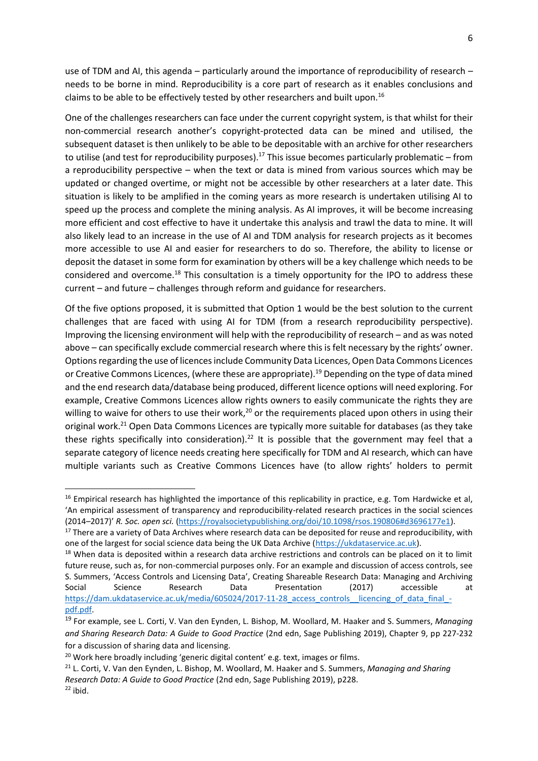use of TDM and AI, this agenda – particularly around the importance of reproducibility of research – needs to be borne in mind. Reproducibility is a core part of research as it enables conclusions and claims to be able to be effectively tested by other researchers and built upon.[16]

One of the challenges researchers can face under the current copyright system, is that whilst for their non-commercial research another's copyright-protected data can be mined and utilised, the subsequent dataset is then unlikely to be able to be depositable with an archive for other researchers to utilise (and test for reproducibility purposes).[17] This issue becomes particularly problematic – from a reproducibility perspective – when the text or data is mined from various sources which may be updated or changed overtime, or might not be accessible by other researchers at a later date. This situation is likely to be amplified in the coming years as more research is undertaken utilising AI to speed up the process and complete the mining analysis. As AI improves, it will be become increasing more efficient and cost effective to have it undertake this analysis and trawl the data to mine. It will also likely lead to an increase in the use of AI and TDM analysis for research projects as it becomes more accessible to use AI and easier for researchers to do so. Therefore, the ability to license or deposit the dataset in some form for examination by others will be a key challenge which needs to be considered and overcome.[18] This consultation is a timely opportunity for the IPO to address these current – and future – challenges through reform and guidance for researchers.

Of the five options proposed, it is submitted that Option 1 would be the best solution to the current challenges that are faced with using AI for TDM (from a research reproducibility perspective). Improving the licensing environment will help with the reproducibility of research – and as was noted above – can specifically exclude commercial research where this is felt necessary by the rights' owner. Options regarding the use of licences include Community Data Licences, Open Data Commons Licences or Creative Commons Licences, (where these are appropriate).[19] Depending on the type of data mined and the end research data/database being produced, different licence options will need exploring. For example, Creative Commons Licences allow rights owners to easily communicate the rights they are willing to waive for others to use their work,[20] or the requirements placed upon others in using their original work.[21] Open Data Commons Licences are typically more suitable for databases (as they take these rights specifically into consideration).[22] It is possible that the government may feel that a separate category of licence needs creating here specifically for TDM and AI research, which can have multiple variants such as Creative Commons Licences have (to allow rights' holders to permit

---

[16] Empirical research has highlighted the importance of this replicability in practice, e.g. Tom Hardwicke et al, 'An empirical assessment of transparency and reproducibility-related research practices in the social sciences (2014–2017)' *R. Soc. open sci.* (https://royalsocietypublishing.org/doi/10.1098/rsos.190806#d3696177e1).

[17] There are a variety of Data Archives where research data can be deposited for reuse and reproducibility, with one of the largest for social science data being the UK Data Archive (https://ukdataservice.ac.uk).

[18] When data is deposited within a research data archive restrictions and controls can be placed on it to limit future reuse, such as, for non-commercial purposes only. For an example and discussion of access controls, see S. Summers, 'Access Controls and Licensing Data', Creating Shareable Research Data: Managing and Archiving Social Science Research Data Presentation (2017) accessible at https://dam.ukdataservice.ac.uk/media/605024/2017-11-28_access_controls__licencing_of_data_final_-pdf.pdf.

[19] For example, see L. Corti, V. Van den Eynden, L. Bishop, M. Woollard, M. Haaker and S. Summers, *Managing and Sharing Research Data: A Guide to Good Practice* (2nd edn, Sage Publishing 2019), Chapter 9, pp 227-232 for a discussion of sharing data and licensing.

[20] Work here broadly including 'generic digital content' e.g. text, images or films.

[21] L. Corti, V. Van den Eynden, L. Bishop, M. Woollard, M. Haaker and S. Summers, *Managing and Sharing Research Data: A Guide to Good Practice* (2nd edn, Sage Publishing 2019), p228.

[22] ibid.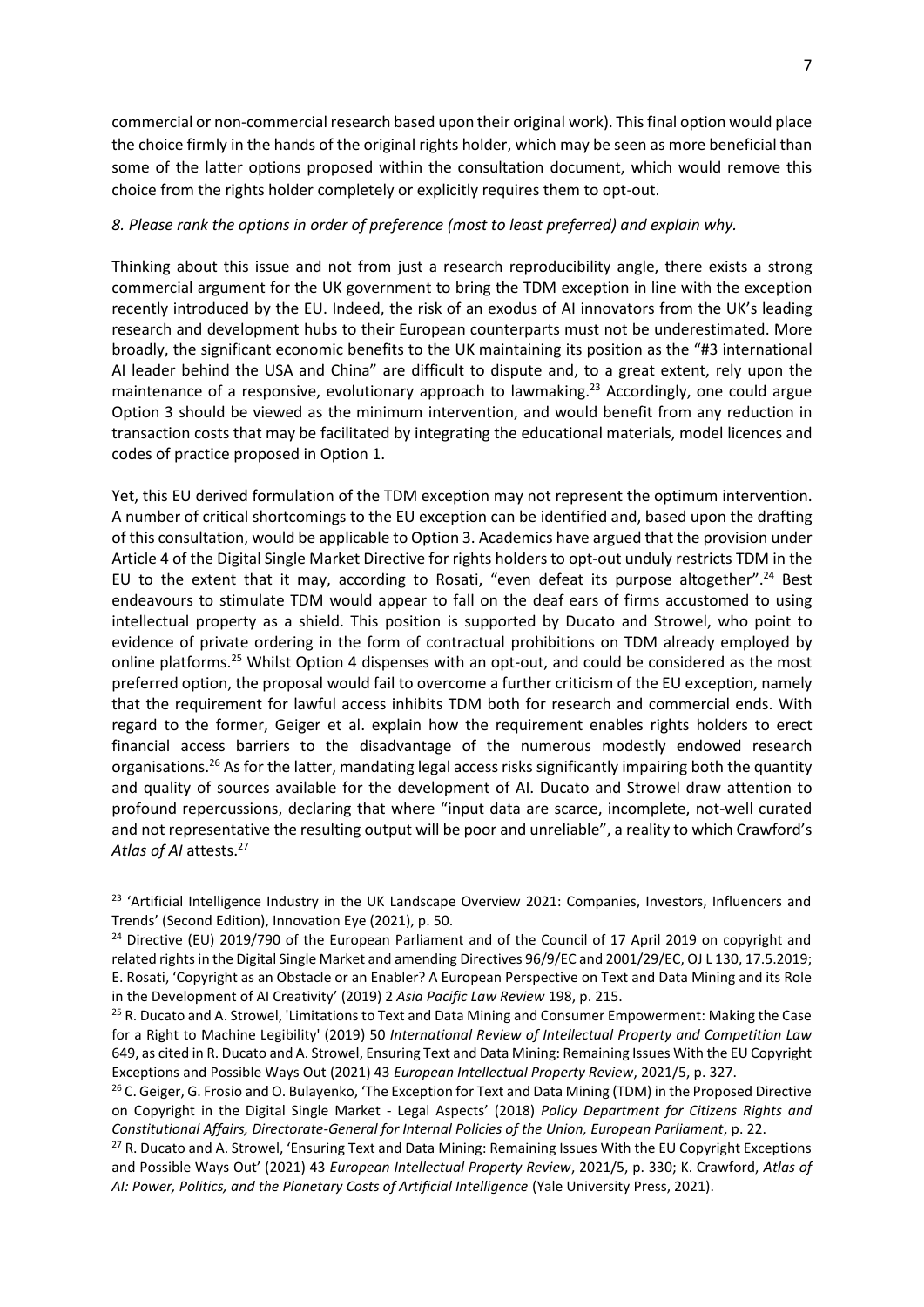commercial or non-commercial research based upon their original work). This final option would place the choice firmly in the hands of the original rights holder, which may be seen as more beneficial than some of the latter options proposed within the consultation document, which would remove this choice from the rights holder completely or explicitly requires them to opt-out.

*8. Please rank the options in order of preference (most to least preferred) and explain why.*

Thinking about this issue and not from just a research reproducibility angle, there exists a strong commercial argument for the UK government to bring the TDM exception in line with the exception recently introduced by the EU. Indeed, the risk of an exodus of AI innovators from the UK's leading research and development hubs to their European counterparts must not be underestimated. More broadly, the significant economic benefits to the UK maintaining its position as the "#3 international AI leader behind the USA and China" are difficult to dispute and, to a great extent, rely upon the maintenance of a responsive, evolutionary approach to lawmaking.[23] Accordingly, one could argue Option 3 should be viewed as the minimum intervention, and would benefit from any reduction in transaction costs that may be facilitated by integrating the educational materials, model licences and codes of practice proposed in Option 1.

Yet, this EU derived formulation of the TDM exception may not represent the optimum intervention. A number of critical shortcomings to the EU exception can be identified and, based upon the drafting of this consultation, would be applicable to Option 3. Academics have argued that the provision under Article 4 of the Digital Single Market Directive for rights holders to opt-out unduly restricts TDM in the EU to the extent that it may, according to Rosati, "even defeat its purpose altogether".[24] Best endeavours to stimulate TDM would appear to fall on the deaf ears of firms accustomed to using intellectual property as a shield. This position is supported by Ducato and Strowel, who point to evidence of private ordering in the form of contractual prohibitions on TDM already employed by online platforms.[25] Whilst Option 4 dispenses with an opt-out, and could be considered as the most preferred option, the proposal would fail to overcome a further criticism of the EU exception, namely that the requirement for lawful access inhibits TDM both for research and commercial ends. With regard to the former, Geiger et al. explain how the requirement enables rights holders to erect financial access barriers to the disadvantage of the numerous modestly endowed research organisations.[26] As for the latter, mandating legal access risks significantly impairing both the quantity and quality of sources available for the development of AI. Ducato and Strowel draw attention to profound repercussions, declaring that where "input data are scarce, incomplete, not-well curated and not representative the resulting output will be poor and unreliable", a reality to which Crawford's *Atlas of AI* attests.[27]

---

[23] 'Artificial Intelligence Industry in the UK Landscape Overview 2021: Companies, Investors, Influencers and Trends' (Second Edition), Innovation Eye (2021), p. 50.

[24] Directive (EU) 2019/790 of the European Parliament and of the Council of 17 April 2019 on copyright and related rights in the Digital Single Market and amending Directives 96/9/EC and 2001/29/EC, OJ L 130, 17.5.2019; E. Rosati, 'Copyright as an Obstacle or an Enabler? A European Perspective on Text and Data Mining and its Role in the Development of AI Creativity' (2019) 2 *Asia Pacific Law Review* 198, p. 215.

[25] R. Ducato and A. Strowel, 'Limitations to Text and Data Mining and Consumer Empowerment: Making the Case for a Right to Machine Legibility' (2019) 50 *International Review of Intellectual Property and Competition Law* 649, as cited in R. Ducato and A. Strowel, Ensuring Text and Data Mining: Remaining Issues With the EU Copyright Exceptions and Possible Ways Out (2021) 43 *European Intellectual Property Review*, 2021/5, p. 327.

[26] C. Geiger, G. Frosio and O. Bulayenko, 'The Exception for Text and Data Mining (TDM) in the Proposed Directive on Copyright in the Digital Single Market - Legal Aspects' (2018) *Policy Department for Citizens Rights and Constitutional Affairs, Directorate-General for Internal Policies of the Union, European Parliament*, p. 22.

[27] R. Ducato and A. Strowel, 'Ensuring Text and Data Mining: Remaining Issues With the EU Copyright Exceptions and Possible Ways Out' (2021) 43 *European Intellectual Property Review*, 2021/5, p. 330; K. Crawford, *Atlas of AI: Power, Politics, and the Planetary Costs of Artificial Intelligence* (Yale University Press, 2021).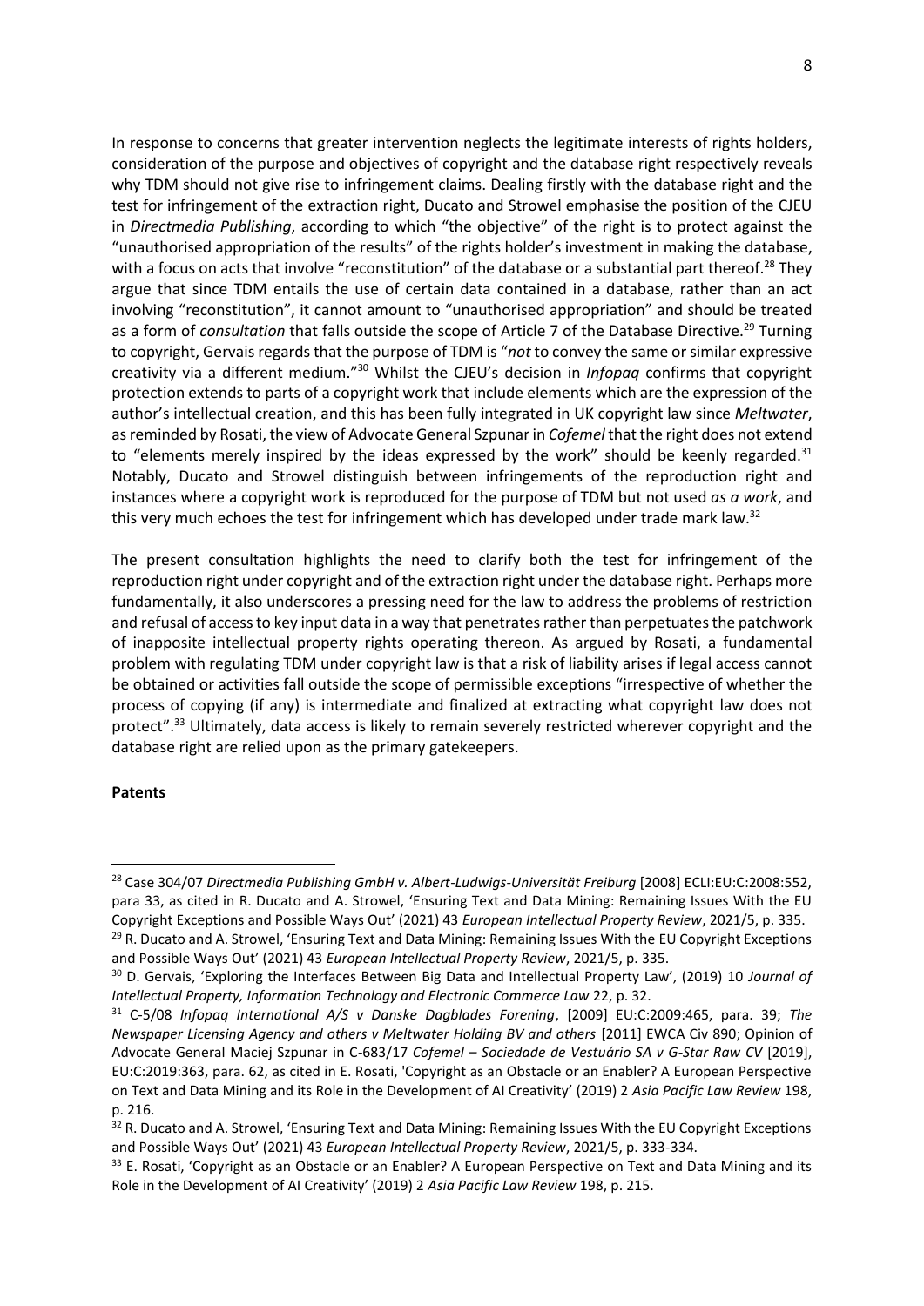In response to concerns that greater intervention neglects the legitimate interests of rights holders, consideration of the purpose and objectives of copyright and the database right respectively reveals why TDM should not give rise to infringement claims. Dealing firstly with the database right and the test for infringement of the extraction right, Ducato and Strowel emphasise the position of the CJEU in *Directmedia Publishing*, according to which "the objective" of the right is to protect against the "unauthorised appropriation of the results" of the rights holder's investment in making the database, with a focus on acts that involve "reconstitution" of the database or a substantial part thereof.[28] They argue that since TDM entails the use of certain data contained in a database, rather than an act involving "reconstitution", it cannot amount to "unauthorised appropriation" and should be treated as a form of *consultation* that falls outside the scope of Article 7 of the Database Directive.[29] Turning to copyright, Gervais regards that the purpose of TDM is "*not* to convey the same or similar expressive creativity via a different medium."[30] Whilst the CJEU's decision in *Infopaq* confirms that copyright protection extends to parts of a copyright work that include elements which are the expression of the author's intellectual creation, and this has been fully integrated in UK copyright law since *Meltwater*, as reminded by Rosati, the view of Advocate General Szpunar in *Cofemel* that the right does not extend to "elements merely inspired by the ideas expressed by the work" should be keenly regarded.[31] Notably, Ducato and Strowel distinguish between infringements of the reproduction right and instances where a copyright work is reproduced for the purpose of TDM but not used *as a work*, and this very much echoes the test for infringement which has developed under trade mark law.[32]

The present consultation highlights the need to clarify both the test for infringement of the reproduction right under copyright and of the extraction right under the database right. Perhaps more fundamentally, it also underscores a pressing need for the law to address the problems of restriction and refusal of access to key input data in a way that penetrates rather than perpetuates the patchwork of inapposite intellectual property rights operating thereon. As argued by Rosati, a fundamental problem with regulating TDM under copyright law is that a risk of liability arises if legal access cannot be obtained or activities fall outside the scope of permissible exceptions "irrespective of whether the process of copying (if any) is intermediate and finalized at extracting what copyright law does not protect".[33] Ultimately, data access is likely to remain severely restricted wherever copyright and the database right are relied upon as the primary gatekeepers.

**Patents**

[28] Case 304/07 *Directmedia Publishing GmbH v. Albert-Ludwigs-Universität Freiburg* [2008] ECLI:EU:C:2008:552, para 33, as cited in R. Ducato and A. Strowel, 'Ensuring Text and Data Mining: Remaining Issues With the EU Copyright Exceptions and Possible Ways Out' (2021) 43 *European Intellectual Property Review*, 2021/5, p. 335.

[29] R. Ducato and A. Strowel, 'Ensuring Text and Data Mining: Remaining Issues With the EU Copyright Exceptions and Possible Ways Out' (2021) 43 *European Intellectual Property Review*, 2021/5, p. 335.

[30] D. Gervais, 'Exploring the Interfaces Between Big Data and Intellectual Property Law', (2019) 10 *Journal of Intellectual Property, Information Technology and Electronic Commerce Law* 22, p. 32.

[31] C-5/08 *Infopaq International A/S v Danske Dagblades Forening*, [2009] EU:C:2009:465, para. 39; *The Newspaper Licensing Agency and others v Meltwater Holding BV and others* [2011] EWCA Civ 890; Opinion of Advocate General Maciej Szpunar in C-683/17 *Cofemel – Sociedade de Vestuário SA v G-Star Raw CV* [2019], EU:C:2019:363, para. 62, as cited in E. Rosati, 'Copyright as an Obstacle or an Enabler? A European Perspective on Text and Data Mining and its Role in the Development of AI Creativity' (2019) 2 *Asia Pacific Law Review* 198, p. 216.

[32] R. Ducato and A. Strowel, 'Ensuring Text and Data Mining: Remaining Issues With the EU Copyright Exceptions and Possible Ways Out' (2021) 43 *European Intellectual Property Review*, 2021/5, p. 333-334.

[33] E. Rosati, 'Copyright as an Obstacle or an Enabler? A European Perspective on Text and Data Mining and its Role in the Development of AI Creativity' (2019) 2 *Asia Pacific Law Review* 198, p. 215.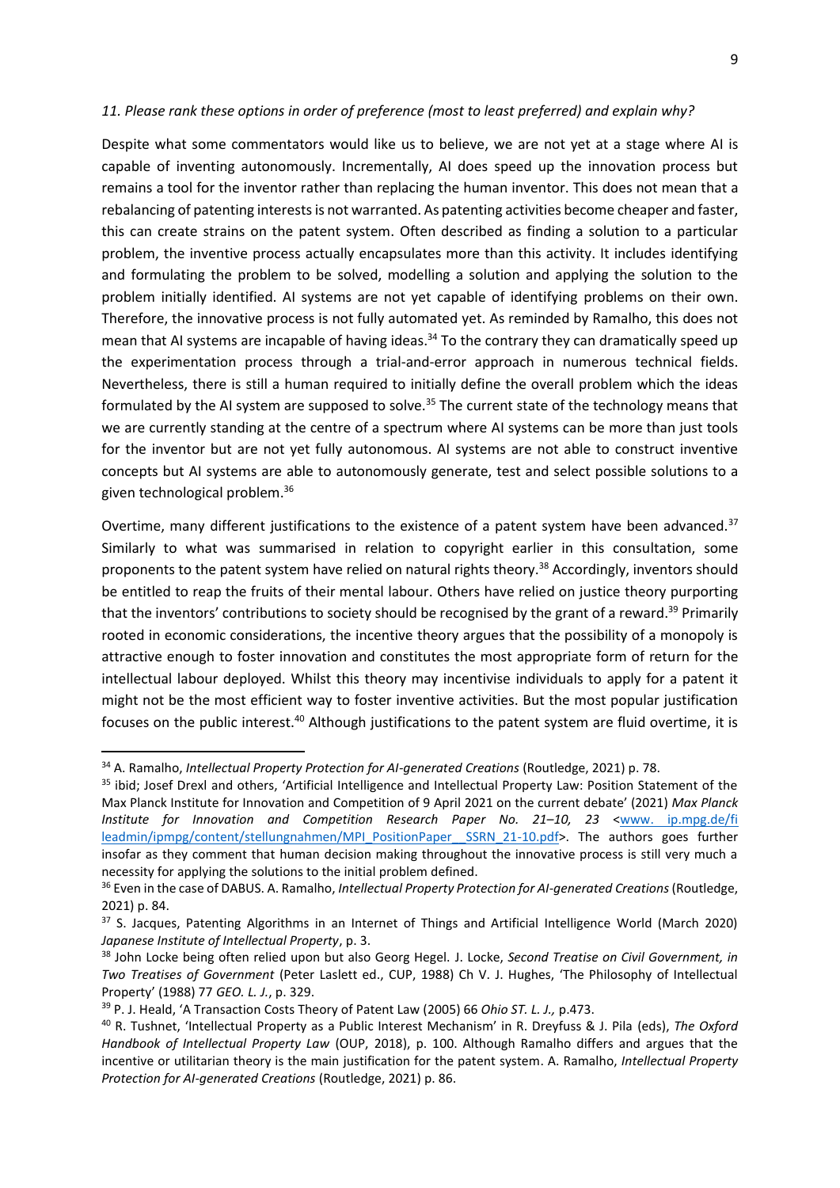*11. Please rank these options in order of preference (most to least preferred) and explain why?*

Despite what some commentators would like us to believe, we are not yet at a stage where AI is capable of inventing autonomously. Incrementally, AI does speed up the innovation process but remains a tool for the inventor rather than replacing the human inventor. This does not mean that a rebalancing of patenting interests is not warranted. As patenting activities become cheaper and faster, this can create strains on the patent system. Often described as finding a solution to a particular problem, the inventive process actually encapsulates more than this activity. It includes identifying and formulating the problem to be solved, modelling a solution and applying the solution to the problem initially identified. AI systems are not yet capable of identifying problems on their own. Therefore, the innovative process is not fully automated yet. As reminded by Ramalho, this does not mean that AI systems are incapable of having ideas.[34] To the contrary they can dramatically speed up the experimentation process through a trial-and-error approach in numerous technical fields. Nevertheless, there is still a human required to initially define the overall problem which the ideas formulated by the AI system are supposed to solve.[35] The current state of the technology means that we are currently standing at the centre of a spectrum where AI systems can be more than just tools for the inventor but are not yet fully autonomous. AI systems are not able to construct inventive concepts but AI systems are able to autonomously generate, test and select possible solutions to a given technological problem.[36]

Overtime, many different justifications to the existence of a patent system have been advanced.[37] Similarly to what was summarised in relation to copyright earlier in this consultation, some proponents to the patent system have relied on natural rights theory.[38] Accordingly, inventors should be entitled to reap the fruits of their mental labour. Others have relied on justice theory purporting that the inventors' contributions to society should be recognised by the grant of a reward.[39] Primarily rooted in economic considerations, the incentive theory argues that the possibility of a monopoly is attractive enough to foster innovation and constitutes the most appropriate form of return for the intellectual labour deployed. Whilst this theory may incentivise individuals to apply for a patent it might not be the most efficient way to foster inventive activities. But the most popular justification focuses on the public interest.[40] Although justifications to the patent system are fluid overtime, it is

---

[34] A. Ramalho, *Intellectual Property Protection for AI-generated Creations* (Routledge, 2021) p. 78.

[35] ibid; Josef Drexl and others, 'Artificial Intelligence and Intellectual Property Law: Position Statement of the Max Planck Institute for Innovation and Competition of 9 April 2021 on the current debate' (2021) *Max Planck Institute for Innovation and Competition Research Paper No. 21–10, 23* <www. ip.mpg.de/fileadmin/ipmpg/content/stellungnahmen/MPI_PositionPaper__SSRN_21-10.pdf>. The authors goes further insofar as they comment that human decision making throughout the innovative process is still very much a necessity for applying the solutions to the initial problem defined.

[36] Even in the case of DABUS. A. Ramalho, *Intellectual Property Protection for AI-generated Creations* (Routledge, 2021) p. 84.

[37] S. Jacques, Patenting Algorithms in an Internet of Things and Artificial Intelligence World (March 2020) *Japanese Institute of Intellectual Property*, p. 3.

[38] John Locke being often relied upon but also Georg Hegel. J. Locke, *Second Treatise on Civil Government, in Two Treatises of Government* (Peter Laslett ed., CUP, 1988) Ch V. J. Hughes, 'The Philosophy of Intellectual Property' (1988) 77 *GEO. L. J.*, p. 329.

[39] P. J. Heald, 'A Transaction Costs Theory of Patent Law (2005) 66 *Ohio ST. L. J.,* p.473.

[40] R. Tushnet, 'Intellectual Property as a Public Interest Mechanism' in R. Dreyfuss & J. Pila (eds), *The Oxford Handbook of Intellectual Property Law* (OUP, 2018), p. 100. Although Ramalho differs and argues that the incentive or utilitarian theory is the main justification for the patent system. A. Ramalho, *Intellectual Property Protection for AI-generated Creations* (Routledge, 2021) p. 86.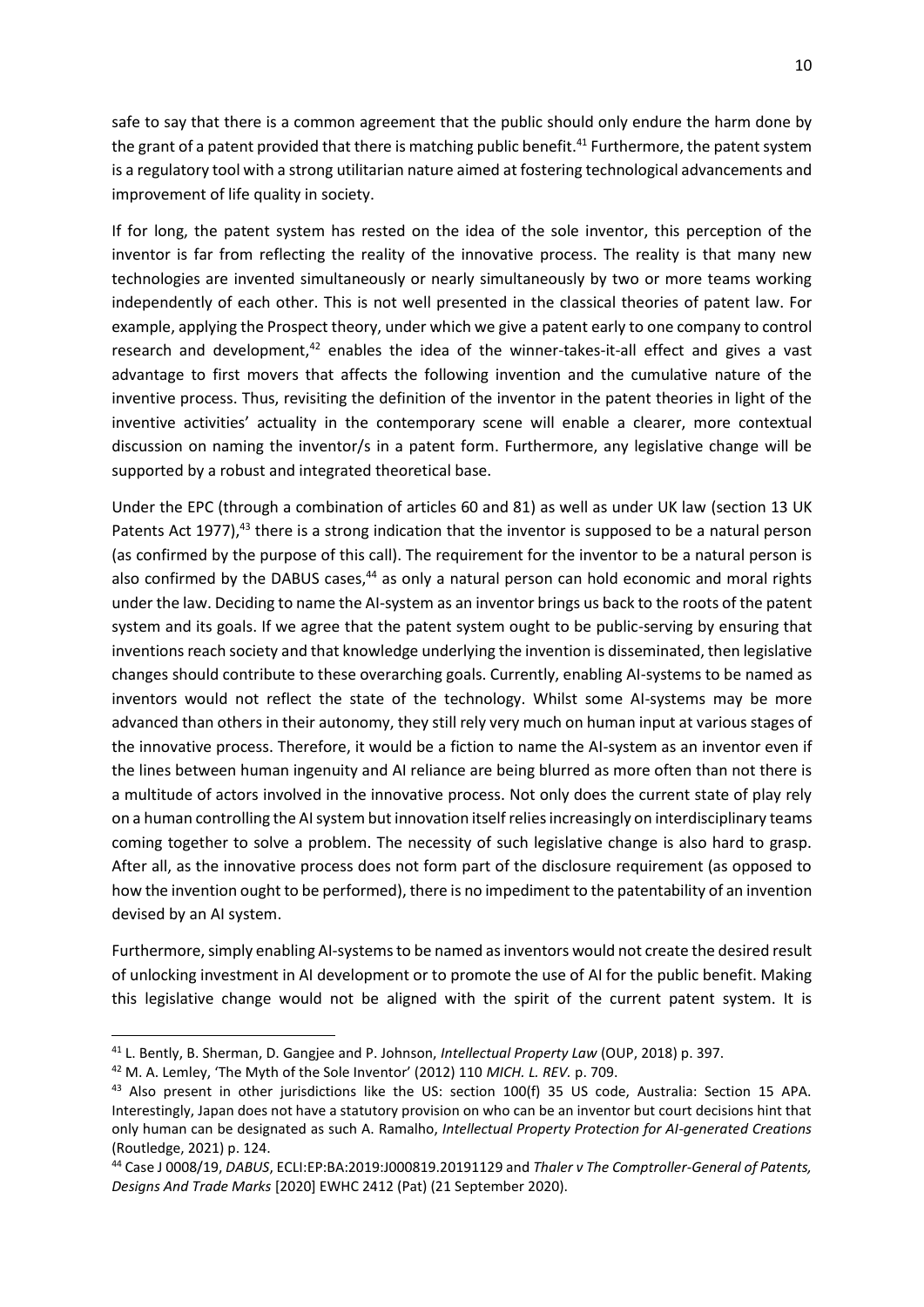safe to say that there is a common agreement that the public should only endure the harm done by the grant of a patent provided that there is matching public benefit.[41] Furthermore, the patent system is a regulatory tool with a strong utilitarian nature aimed at fostering technological advancements and improvement of life quality in society.

If for long, the patent system has rested on the idea of the sole inventor, this perception of the inventor is far from reflecting the reality of the innovative process. The reality is that many new technologies are invented simultaneously or nearly simultaneously by two or more teams working independently of each other. This is not well presented in the classical theories of patent law. For example, applying the Prospect theory, under which we give a patent early to one company to control research and development,[42] enables the idea of the winner-takes-it-all effect and gives a vast advantage to first movers that affects the following invention and the cumulative nature of the inventive process. Thus, revisiting the definition of the inventor in the patent theories in light of the inventive activities' actuality in the contemporary scene will enable a clearer, more contextual discussion on naming the inventor/s in a patent form. Furthermore, any legislative change will be supported by a robust and integrated theoretical base.

Under the EPC (through a combination of articles 60 and 81) as well as under UK law (section 13 UK Patents Act 1977),[43] there is a strong indication that the inventor is supposed to be a natural person (as confirmed by the purpose of this call). The requirement for the inventor to be a natural person is also confirmed by the DABUS cases,[44] as only a natural person can hold economic and moral rights under the law. Deciding to name the AI-system as an inventor brings us back to the roots of the patent system and its goals. If we agree that the patent system ought to be public-serving by ensuring that inventions reach society and that knowledge underlying the invention is disseminated, then legislative changes should contribute to these overarching goals. Currently, enabling AI-systems to be named as inventors would not reflect the state of the technology. Whilst some AI-systems may be more advanced than others in their autonomy, they still rely very much on human input at various stages of the innovative process. Therefore, it would be a fiction to name the AI-system as an inventor even if the lines between human ingenuity and AI reliance are being blurred as more often than not there is a multitude of actors involved in the innovative process. Not only does the current state of play rely on a human controlling the AI system but innovation itself relies increasingly on interdisciplinary teams coming together to solve a problem. The necessity of such legislative change is also hard to grasp. After all, as the innovative process does not form part of the disclosure requirement (as opposed to how the invention ought to be performed), there is no impediment to the patentability of an invention devised by an AI system.

Furthermore, simply enabling AI-systems to be named as inventors would not create the desired result of unlocking investment in AI development or to promote the use of AI for the public benefit. Making this legislative change would not be aligned with the spirit of the current patent system. It is

---

[41] L. Bently, B. Sherman, D. Gangjee and P. Johnson, *Intellectual Property Law* (OUP, 2018) p. 397.

[42] M. A. Lemley, 'The Myth of the Sole Inventor' (2012) 110 *MICH. L. REV.* p. 709.

[43] Also present in other jurisdictions like the US: section 100(f) 35 US code, Australia: Section 15 APA. Interestingly, Japan does not have a statutory provision on who can be an inventor but court decisions hint that only human can be designated as such A. Ramalho, *Intellectual Property Protection for AI-generated Creations* (Routledge, 2021) p. 124.

[44] Case J 0008/19, *DABUS*, ECLI:EP:BA:2019:J000819.20191129 and *Thaler v The Comptroller-General of Patents, Designs And Trade Marks* [2020] EWHC 2412 (Pat) (21 September 2020).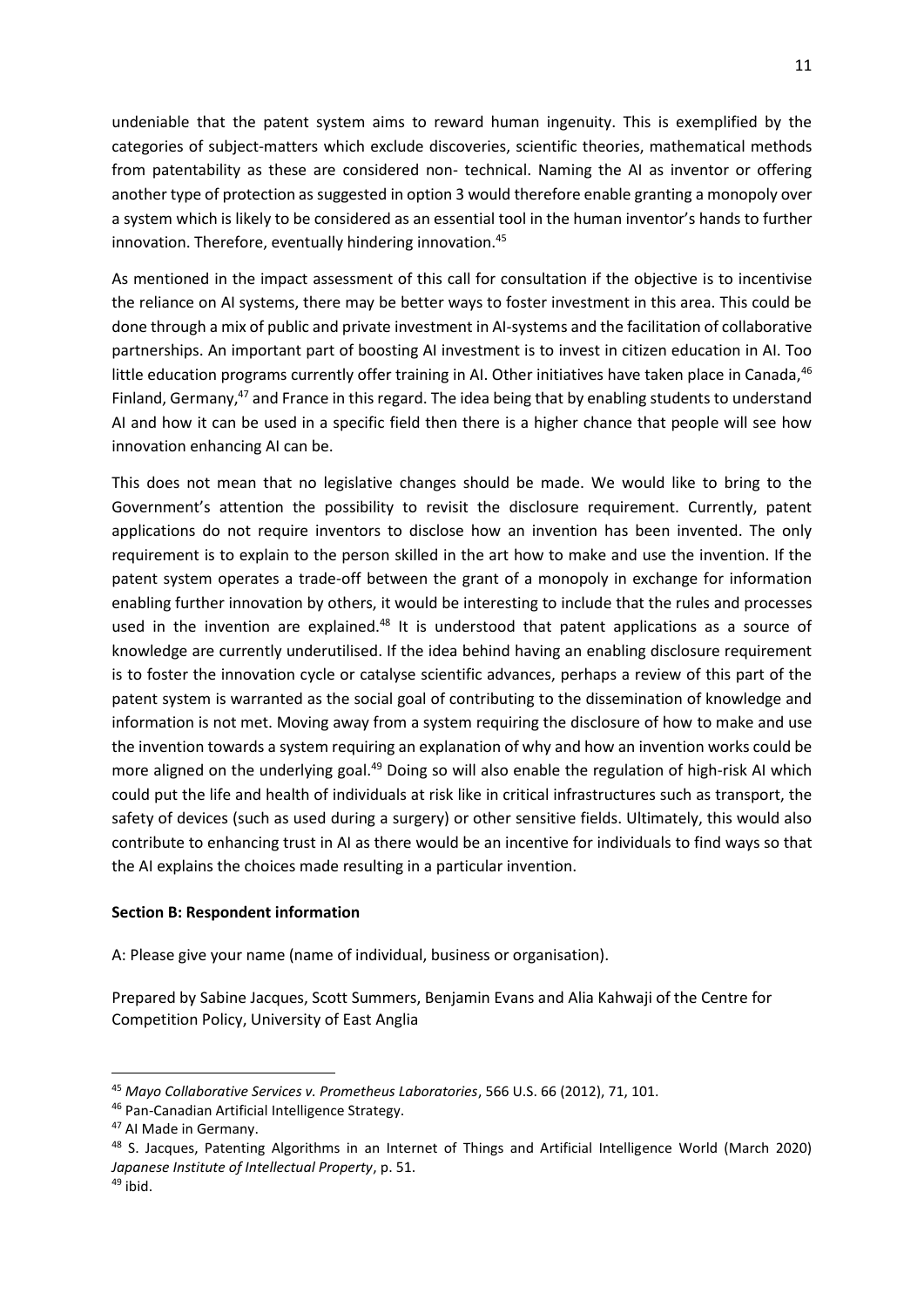undeniable that the patent system aims to reward human ingenuity. This is exemplified by the categories of subject-matters which exclude discoveries, scientific theories, mathematical methods from patentability as these are considered non- technical. Naming the AI as inventor or offering another type of protection as suggested in option 3 would therefore enable granting a monopoly over a system which is likely to be considered as an essential tool in the human inventor's hands to further innovation. Therefore, eventually hindering innovation.[45]

As mentioned in the impact assessment of this call for consultation if the objective is to incentivise the reliance on AI systems, there may be better ways to foster investment in this area. This could be done through a mix of public and private investment in AI-systems and the facilitation of collaborative partnerships. An important part of boosting AI investment is to invest in citizen education in AI. Too little education programs currently offer training in AI. Other initiatives have taken place in Canada,[46] Finland, Germany,[47] and France in this regard. The idea being that by enabling students to understand AI and how it can be used in a specific field then there is a higher chance that people will see how innovation enhancing AI can be.

This does not mean that no legislative changes should be made. We would like to bring to the Government's attention the possibility to revisit the disclosure requirement. Currently, patent applications do not require inventors to disclose how an invention has been invented. The only requirement is to explain to the person skilled in the art how to make and use the invention. If the patent system operates a trade-off between the grant of a monopoly in exchange for information enabling further innovation by others, it would be interesting to include that the rules and processes used in the invention are explained.[48] It is understood that patent applications as a source of knowledge are currently underutilised. If the idea behind having an enabling disclosure requirement is to foster the innovation cycle or catalyse scientific advances, perhaps a review of this part of the patent system is warranted as the social goal of contributing to the dissemination of knowledge and information is not met. Moving away from a system requiring the disclosure of how to make and use the invention towards a system requiring an explanation of why and how an invention works could be more aligned on the underlying goal.[49] Doing so will also enable the regulation of high-risk AI which could put the life and health of individuals at risk like in critical infrastructures such as transport, the safety of devices (such as used during a surgery) or other sensitive fields. Ultimately, this would also contribute to enhancing trust in AI as there would be an incentive for individuals to find ways so that the AI explains the choices made resulting in a particular invention.

**Section B: Respondent information**

A: Please give your name (name of individual, business or organisation).

Prepared by Sabine Jacques, Scott Summers, Benjamin Evans and Alia Kahwaji of the Centre for Competition Policy, University of East Anglia

---

[45] *Mayo Collaborative Services v. Prometheus Laboratories*, 566 U.S. 66 (2012), 71, 101.

[46] Pan-Canadian Artificial Intelligence Strategy.

[47] AI Made in Germany.

[48] S. Jacques, Patenting Algorithms in an Internet of Things and Artificial Intelligence World (March 2020) *Japanese Institute of Intellectual Property*, p. 51.

[49] ibid.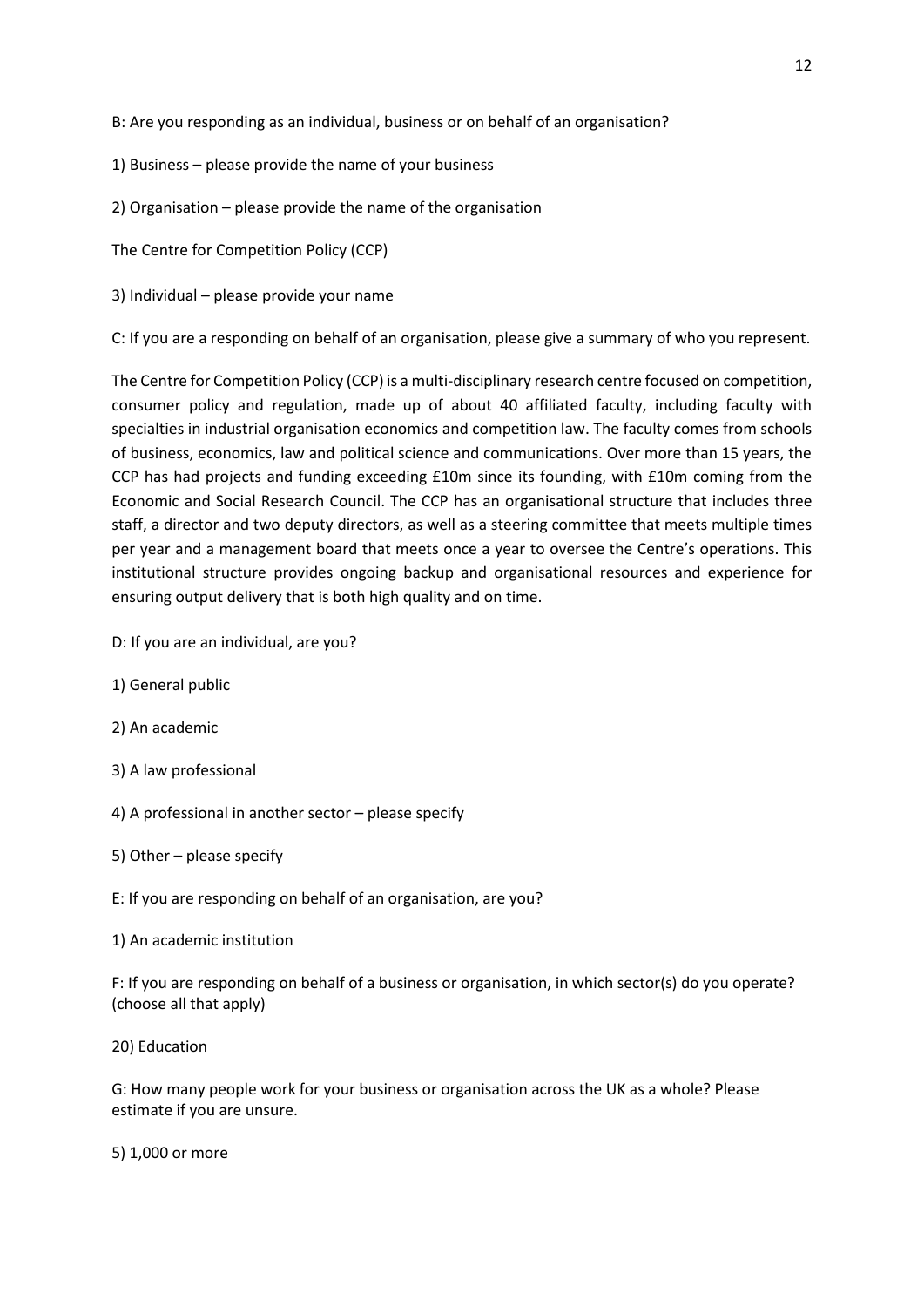B: Are you responding as an individual, business or on behalf of an organisation?

1) Business – please provide the name of your business

2) Organisation – please provide the name of the organisation

The Centre for Competition Policy (CCP)

3) Individual – please provide your name

C: If you are a responding on behalf of an organisation, please give a summary of who you represent.

The Centre for Competition Policy (CCP) is a multi-disciplinary research centre focused on competition, consumer policy and regulation, made up of about 40 affiliated faculty, including faculty with specialties in industrial organisation economics and competition law. The faculty comes from schools of business, economics, law and political science and communications. Over more than 15 years, the CCP has had projects and funding exceeding £10m since its founding, with £10m coming from the Economic and Social Research Council. The CCP has an organisational structure that includes three staff, a director and two deputy directors, as well as a steering committee that meets multiple times per year and a management board that meets once a year to oversee the Centre's operations. This institutional structure provides ongoing backup and organisational resources and experience for ensuring output delivery that is both high quality and on time.

D: If you are an individual, are you?

1) General public

2) An academic

3) A law professional

4) A professional in another sector – please specify

5) Other – please specify

E: If you are responding on behalf of an organisation, are you?

1) An academic institution

F: If you are responding on behalf of a business or organisation, in which sector(s) do you operate? (choose all that apply)

20) Education

G: How many people work for your business or organisation across the UK as a whole? Please estimate if you are unsure.

5) 1,000 or more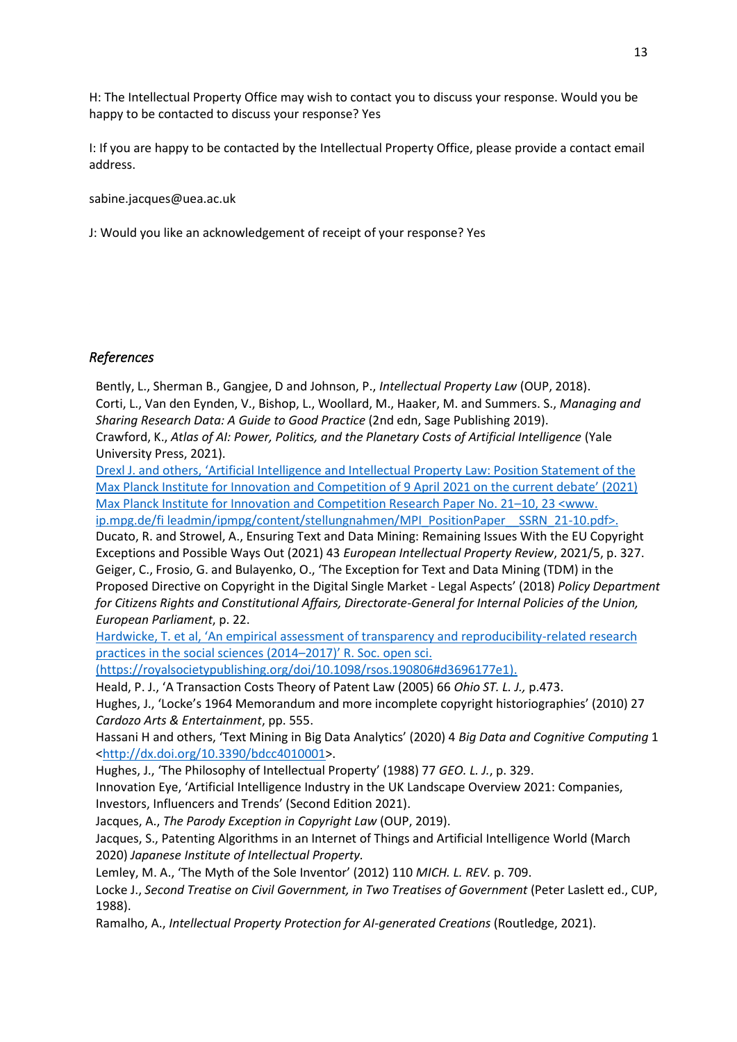H: The Intellectual Property Office may wish to contact you to discuss your response. Would you be happy to be contacted to discuss your response? Yes

I: If you are happy to be contacted by the Intellectual Property Office, please provide a contact email address.

sabine.jacques@uea.ac.uk

J: Would you like an acknowledgement of receipt of your response? Yes

## *References*

Bently, L., Sherman B., Gangjee, D and Johnson, P., *Intellectual Property Law* (OUP, 2018).

Corti, L., Van den Eynden, V., Bishop, L., Woollard, M., Haaker, M. and Summers. S., *Managing and Sharing Research Data: A Guide to Good Practice* (2nd edn, Sage Publishing 2019).

Crawford, K., *Atlas of AI: Power, Politics, and the Planetary Costs of Artificial Intelligence* (Yale University Press, 2021).

Drexl J. and others, 'Artificial Intelligence and Intellectual Property Law: Position Statement of the Max Planck Institute for Innovation and Competition of 9 April 2021 on the current debate' (2021) Max Planck Institute for Innovation and Competition Research Paper No. 21–10, 23 <www.ip.mpg.de/fi leadmin/ipmpg/content/stellungnahmen/MPI_PositionPaper__SSRN_21-10.pdf>.

Ducato, R. and Strowel, A., Ensuring Text and Data Mining: Remaining Issues With the EU Copyright Exceptions and Possible Ways Out (2021) 43 *European Intellectual Property Review*, 2021/5, p. 327.

Geiger, C., Frosio, G. and Bulayenko, O., 'The Exception for Text and Data Mining (TDM) in the Proposed Directive on Copyright in the Digital Single Market - Legal Aspects' (2018) *Policy Department for Citizens Rights and Constitutional Affairs, Directorate-General for Internal Policies of the Union, European Parliament*, p. 22.

Hardwicke, T. et al, 'An empirical assessment of transparency and reproducibility-related research practices in the social sciences (2014–2017)' R. Soc. open sci. (https://royalsocietypublishing.org/doi/10.1098/rsos.190806#d3696177e1).

Heald, P. J., 'A Transaction Costs Theory of Patent Law (2005) 66 *Ohio ST. L. J.,* p.473.

Hughes, J., 'Locke's 1964 Memorandum and more incomplete copyright historiographies' (2010) 27 *Cardozo Arts & Entertainment*, pp. 555.

Hassani H and others, 'Text Mining in Big Data Analytics' (2020) 4 *Big Data and Cognitive Computing* 1 <http://dx.doi.org/10.3390/bdcc4010001>.

Hughes, J., 'The Philosophy of Intellectual Property' (1988) 77 *GEO. L. J.*, p. 329.

Innovation Eye, 'Artificial Intelligence Industry in the UK Landscape Overview 2021: Companies, Investors, Influencers and Trends' (Second Edition 2021).

Jacques, A., *The Parody Exception in Copyright Law* (OUP, 2019).

Jacques, S., Patenting Algorithms in an Internet of Things and Artificial Intelligence World (March 2020) *Japanese Institute of Intellectual Property.*

Lemley, M. A., 'The Myth of the Sole Inventor' (2012) 110 *MICH. L. REV.* p. 709.

Locke J., *Second Treatise on Civil Government, in Two Treatises of Government* (Peter Laslett ed., CUP, 1988).

Ramalho, A., *Intellectual Property Protection for AI-generated Creations* (Routledge, 2021).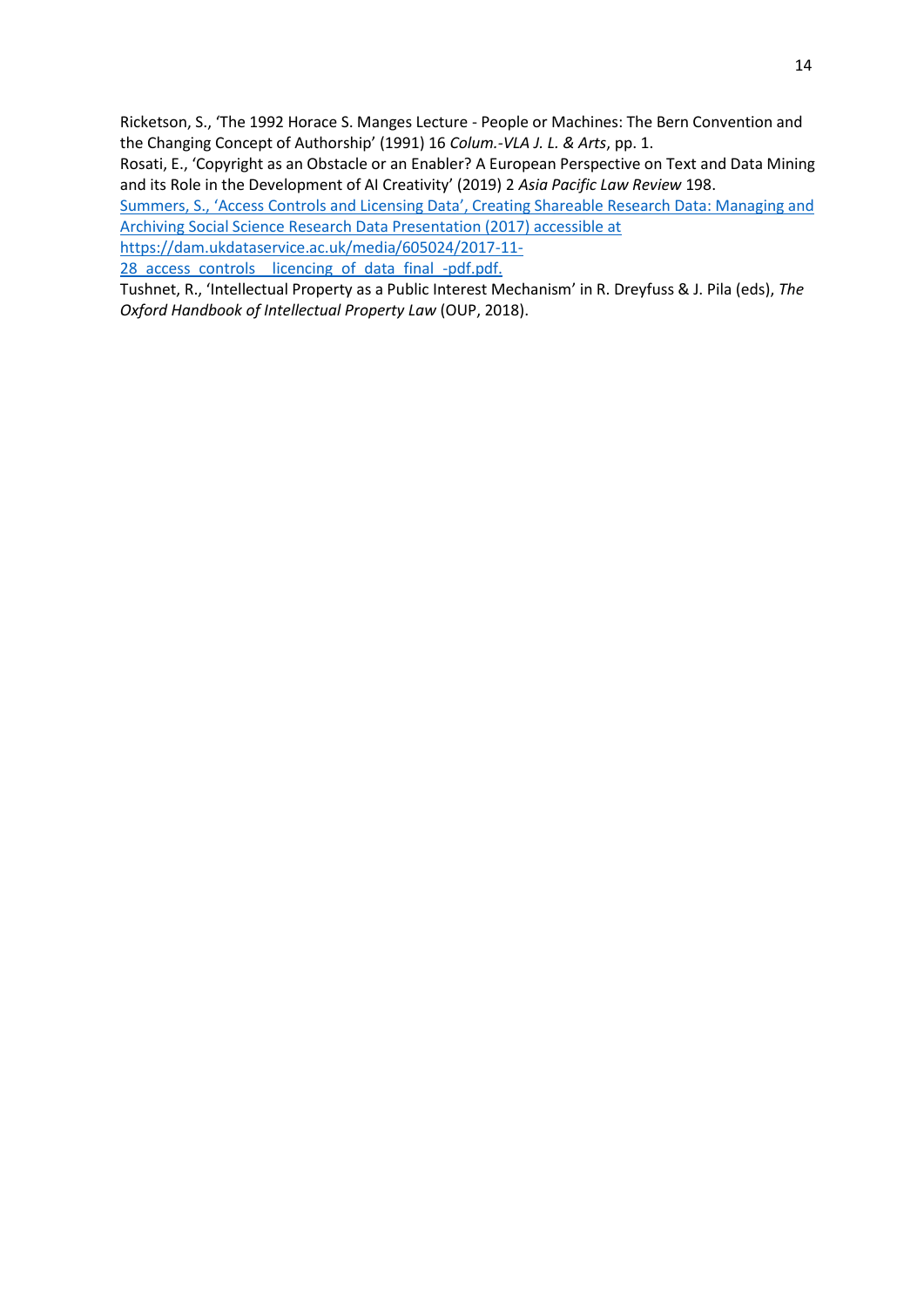Ricketson, S., 'The 1992 Horace S. Manges Lecture - People or Machines: The Bern Convention and the Changing Concept of Authorship' (1991) 16 *Colum.-VLA J. L. & Arts*, pp. 1.

Rosati, E., 'Copyright as an Obstacle or an Enabler? A European Perspective on Text and Data Mining and its Role in the Development of AI Creativity' (2019) 2 *Asia Pacific Law Review* 198.

Summers, S., 'Access Controls and Licensing Data', Creating Shareable Research Data: Managing and Archiving Social Science Research Data Presentation (2017) accessible at https://dam.ukdataservice.ac.uk/media/605024/2017-11-28_access_controls__licencing_of_data_final_-pdf.pdf.

Tushnet, R., 'Intellectual Property as a Public Interest Mechanism' in R. Dreyfuss & J. Pila (eds), *The Oxford Handbook of Intellectual Property Law* (OUP, 2018).